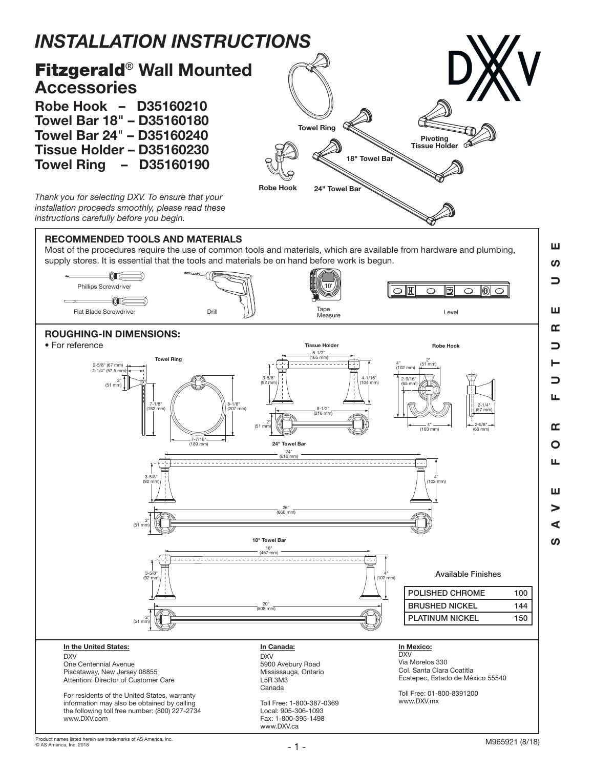# INSTALLATION INSTRUCTIONS

## Fitzgerald® Wall Mounted Accessories

**Robe Hook – D35160210**
**Towel Bar 18" – D35160180**
**Towel Bar 24" – D35160240**
**Tissue Holder – D35160230**
**Towel Ring – D35160190**

Towel Ring

Pivoting Tissue Holder

18" Towel Bar

Robe Hook

24" Towel Bar

*Thank you for selecting DXV. To ensure that your installation proceeds smoothly, please read these instructions carefully before you begin.*

### RECOMMENDED TOOLS AND MATERIALS

Most of the procedures require the use of common tools and materials, which are available from hardware and plumbing, supply stores. It is essential that the tools and materials be on hand before work is begun.

Phillips Screwdriver

Flat Blade Screwdriver

Drill

Tape Measure

Level

### ROUGHING-IN DIMENSIONS:

- For reference

**Towel Ring**

2-5/8" (67 mm)
2-1/4" (57.5 mm)
2" (51 mm)
7-1/8" (182 mm)
8-1/8" (207 mm)
7-7/16" (189 mm)

**Tissue Holder**

6-1/2" (165 mm)
3-5/8" (92 mm)
4-1/16" (104 mm)
8-1/2" (216 mm)
2" (51 mm)

**Robe Hook**

4" (102 mm)
2" (51 mm)
2-9/16" (65 mm)
2-1/4" (57 mm)
4" (103 mm)
2-5/8" (66 mm)

**24" Towel Bar**

24" (610 mm)
3-5/8" (92 mm)
4" (102 mm)
26" (660 mm)
2" (51 mm)

**18" Towel Bar**

18" (457 mm)
3-5/8" (92 mm)
4" (102 mm)
20" (508 mm)
2" (51 mm)

Available Finishes

| POLISHED CHROME | 100 |
|---|---|
| BRUSHED NICKEL | 144 |
| PLATINUM NICKEL | 150 |

**In the United States:**
DXV
One Centennial Avenue
Piscataway, New Jersey 08855
Attention: Director of Customer Care

For residents of the United States, warranty information may also be obtained by calling the following toll free number: (800) 227-2734
www.DXV.com

**In Canada:**
DXV
5900 Avebury Road
Mississauga, Ontario
L5R 3M3
Canada

Toll Free: 1-800-387-0369
Local: 905-306-1093
Fax: 1-800-395-1498
www.DXV.ca

**In Mexico:**
DXV
Via Morelos 330
Col. Santa Clara Coatitla
Ecatepec, Estado de México 55540

Toll Free: 01-800-8391200
www.DXV.mx

SAVE FOR FUTURE USE

Product names listed herein are trademarks of AS America, Inc.
© AS America, Inc. 2018

M965921 (8/18)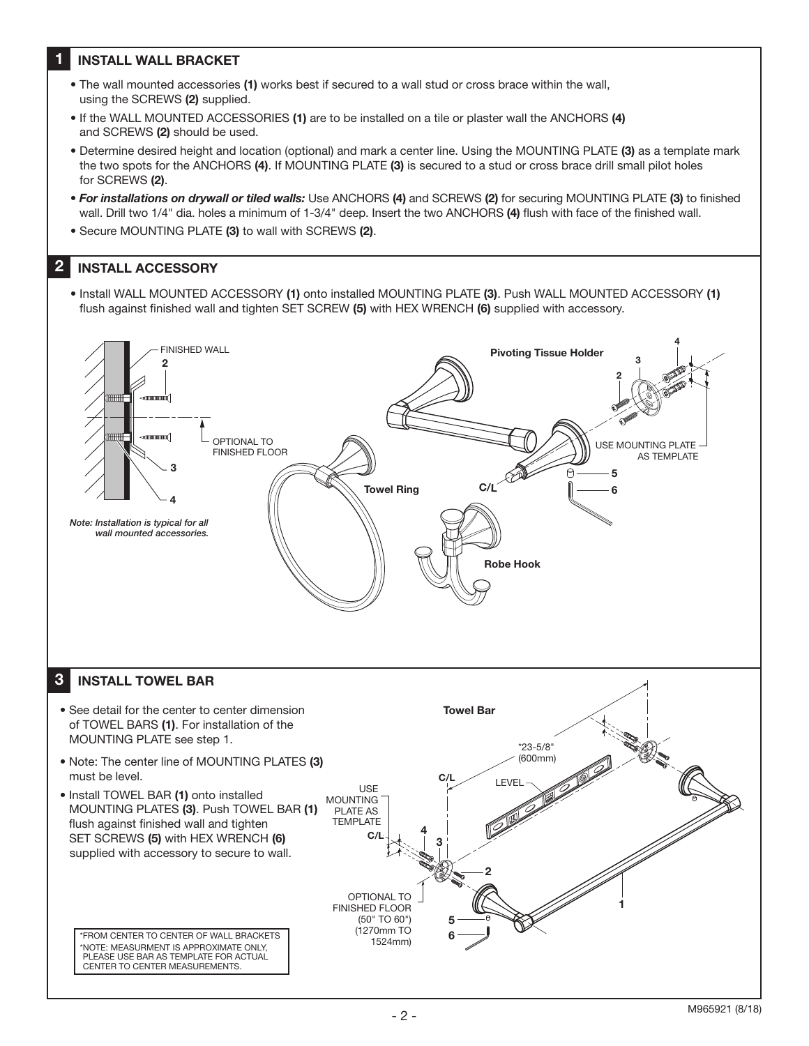## 1 INSTALL WALL BRACKET

- The wall mounted accessories **(1)** works best if secured to a wall stud or cross brace within the wall, using the SCREWS **(2)** supplied.
- If the WALL MOUNTED ACCESSORIES **(1)** are to be installed on a tile or plaster wall the ANCHORS **(4)** and SCREWS **(2)** should be used.
- Determine desired height and location (optional) and mark a center line. Using the MOUNTING PLATE **(3)** as a template mark the two spots for the ANCHORS **(4)**. If MOUNTING PLATE **(3)** is secured to a stud or cross brace drill small pilot holes for SCREWS **(2)**.
- ***For installations on drywall or tiled walls:*** Use ANCHORS **(4)** and SCREWS **(2)** for securing MOUNTING PLATE **(3)** to finished wall. Drill two 1/4" dia. holes a minimum of 1-3/4" deep. Insert the two ANCHORS **(4)** flush with face of the finished wall.
- Secure MOUNTING PLATE **(3)** to wall with SCREWS **(2)**.

## 2 INSTALL ACCESSORY

- Install WALL MOUNTED ACCESSORY **(1)** onto installed MOUNTING PLATE **(3)**. Push WALL MOUNTED ACCESSORY **(1)** flush against finished wall and tighten SET SCREW **(5)** with HEX WRENCH **(6)** supplied with accessory.

FINISHED WALL
2
OPTIONAL TO FINISHED FLOOR
3
4

*Note: Installation is typical for all wall mounted accessories.*

Pivoting Tissue Holder
USE MOUNTING PLATE AS TEMPLATE
C/L
5
6
Towel Ring
Robe Hook

## 3 INSTALL TOWEL BAR

- See detail for the center to center dimension of TOWEL BARS **(1)**. For installation of the MOUNTING PLATE see step 1.
- Note: The center line of MOUNTING PLATES **(3)** must be level.
- Install TOWEL BAR **(1)** onto installed MOUNTING PLATES **(3)**. Push TOWEL BAR **(1)** flush against finished wall and tighten SET SCREWS **(5)** with HEX WRENCH **(6)** supplied with accessory to secure to wall.

Towel Bar
*23-5/8" (600mm)
C/L
LEVEL
USE MOUNTING PLATE AS TEMPLATE
C/L
4
3
2
1
OPTIONAL TO FINISHED FLOOR (50" TO 60") (1270mm TO 1524mm)
5
6

*FROM CENTER TO CENTER OF WALL BRACKETS
*NOTE: MEASURMENT IS APPROXIMATE ONLY, PLEASE USE BAR AS TEMPLATE FOR ACTUAL CENTER TO CENTER MEASUREMENTS.

M965921 (8/18)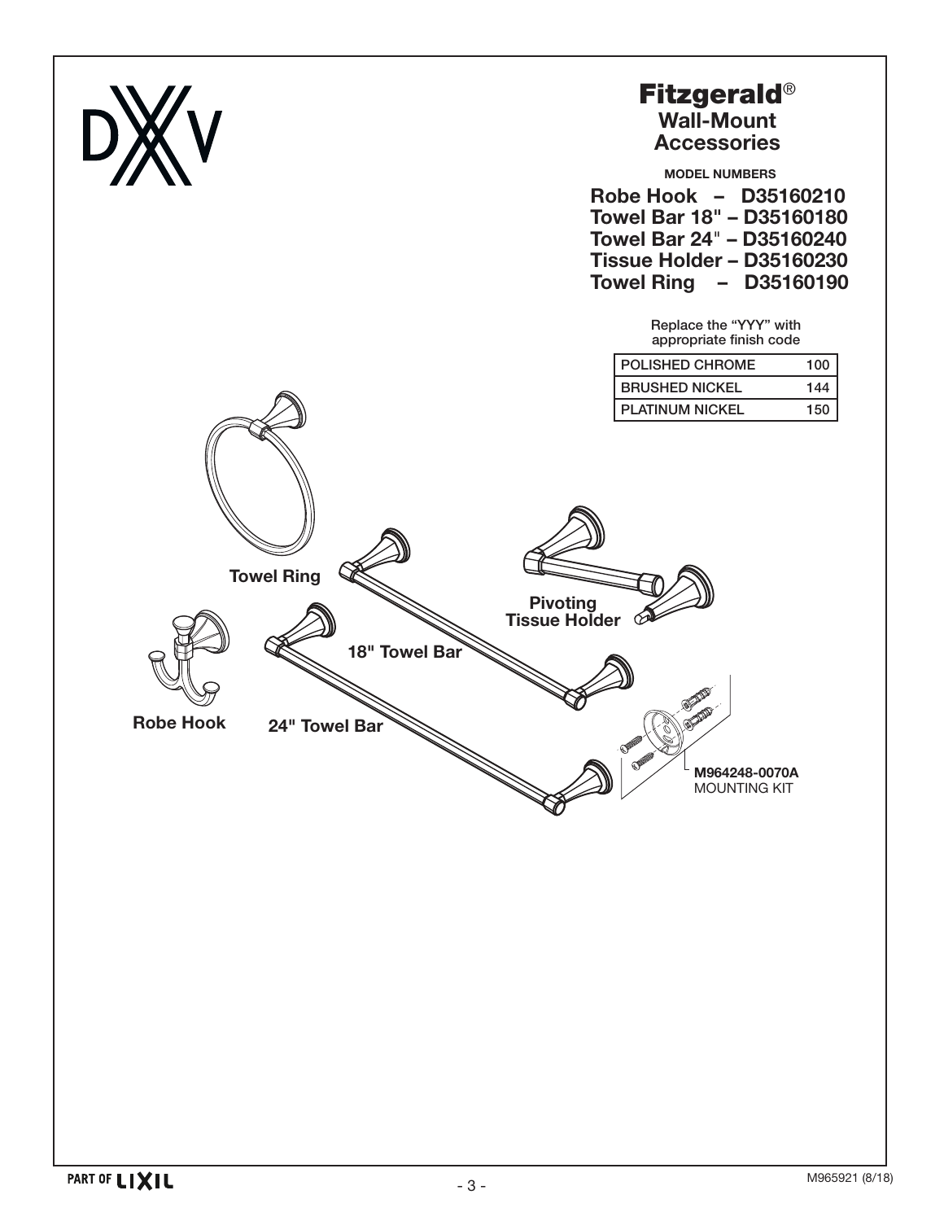# Fitzgerald®

## Wall-Mount Accessories

**MODEL NUMBERS**

**Robe Hook – D35160210**
**Towel Bar 18" – D35160180**
**Towel Bar 24" – D35160240**
**Tissue Holder – D35160230**
**Towel Ring – D35160190**

Replace the "YYY" with appropriate finish code

| | |
|---|---|
| POLISHED CHROME | 100 |
| BRUSHED NICKEL | 144 |
| PLATINUM NICKEL | 150 |

Towel Ring

Pivoting Tissue Holder

18" Towel Bar

Robe Hook

24" Towel Bar

**M964248-0070A**
MOUNTING KIT